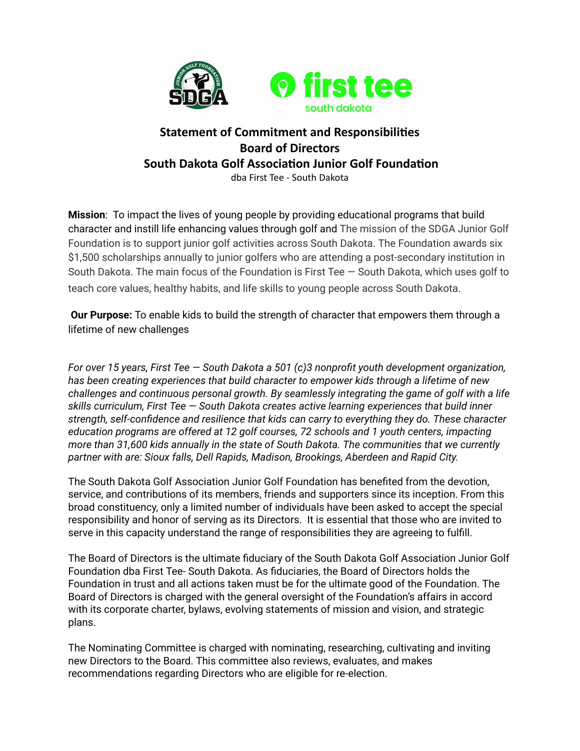# Statement of Commitment and Responsibilities
# Board of Directors
# South Dakota Golf Association Junior Golf Foundation

dba First Tee - South Dakota

**Mission**: To impact the lives of young people by providing educational programs that build character and instill life enhancing values through golf and The mission of the SDGA Junior Golf Foundation is to support junior golf activities across South Dakota. The Foundation awards six $1,500 scholarships annually to junior golfers who are attending a post-secondary institution in South Dakota. The main focus of the Foundation is First Tee — South Dakota, which uses golf to teach core values, healthy habits, and life skills to young people across South Dakota.

**Our Purpose:** To enable kids to build the strength of character that empowers them through a lifetime of new challenges

*For over 15 years, First Tee — South Dakota a 501 (c)3 nonprofit youth development organization, has been creating experiences that build character to empower kids through a lifetime of new challenges and continuous personal growth. By seamlessly integrating the game of golf with a life skills curriculum, First Tee — South Dakota creates active learning experiences that build inner strength, self-confidence and resilience that kids can carry to everything they do. These character education programs are offered at 12 golf courses, 72 schools and 1 youth centers, impacting more than 31,600 kids annually in the state of South Dakota. The communities that we currently partner with are: Sioux falls, Dell Rapids, Madison, Brookings, Aberdeen and Rapid City.*

The South Dakota Golf Association Junior Golf Foundation has benefited from the devotion, service, and contributions of its members, friends and supporters since its inception. From this broad constituency, only a limited number of individuals have been asked to accept the special responsibility and honor of serving as its Directors. It is essential that those who are invited to serve in this capacity understand the range of responsibilities they are agreeing to fulfill.

The Board of Directors is the ultimate fiduciary of the South Dakota Golf Association Junior Golf Foundation dba First Tee- South Dakota. As fiduciaries, the Board of Directors holds the Foundation in trust and all actions taken must be for the ultimate good of the Foundation. The Board of Directors is charged with the general oversight of the Foundation's affairs in accord with its corporate charter, bylaws, evolving statements of mission and vision, and strategic plans.

The Nominating Committee is charged with nominating, researching, cultivating and inviting new Directors to the Board. This committee also reviews, evaluates, and makes recommendations regarding Directors who are eligible for re-election.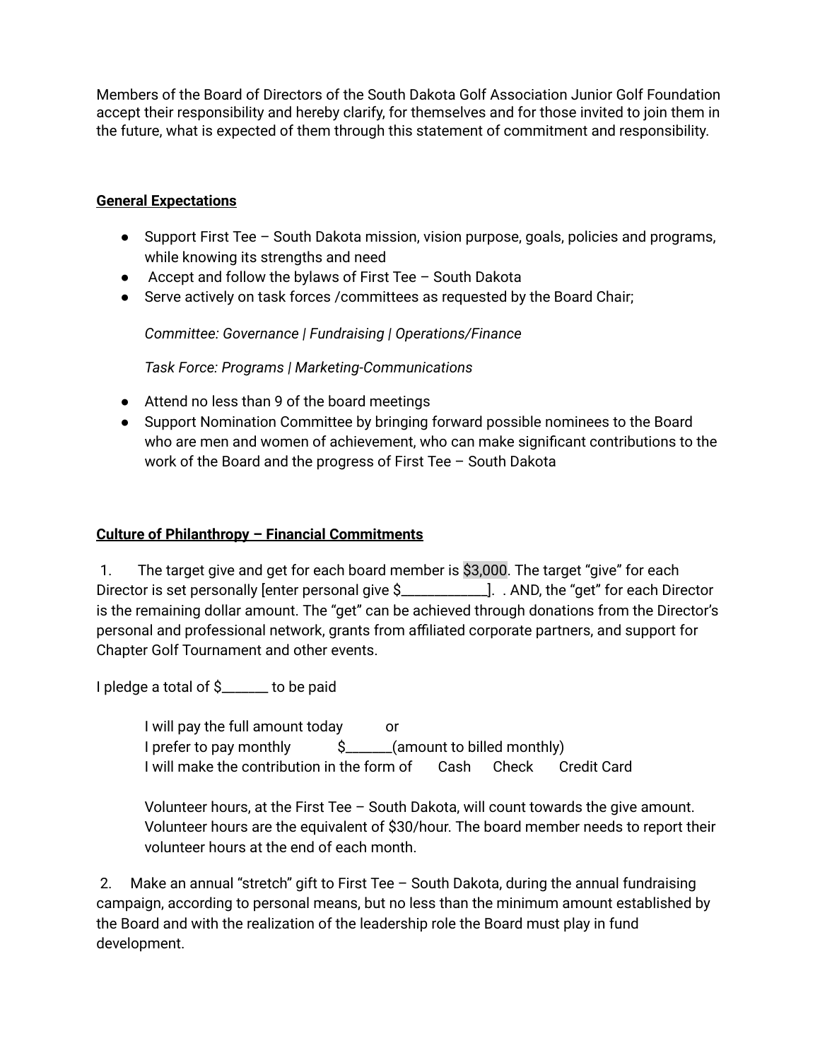Members of the Board of Directors of the South Dakota Golf Association Junior Golf Foundation accept their responsibility and hereby clarify, for themselves and for those invited to join them in the future, what is expected of them through this statement of commitment and responsibility.

**General Expectations**

- Support First Tee – South Dakota mission, vision purpose, goals, policies and programs, while knowing its strengths and need
- Accept and follow the bylaws of First Tee – South Dakota
- Serve actively on task forces /committees as requested by the Board Chair;

  *Committee: Governance | Fundraising | Operations/Finance*

  *Task Force: Programs | Marketing-Communications*

- Attend no less than 9 of the board meetings
- Support Nomination Committee by bringing forward possible nominees to the Board who are men and women of achievement, who can make significant contributions to the work of the Board and the progress of First Tee – South Dakota

**Culture of Philanthropy – Financial Commitments**

1. The target give and get for each board member is $3,000. The target "give" for each Director is set personally [enter personal give $____________]. . AND, the "get" for each Director is the remaining dollar amount. The "get" can be achieved through donations from the Director's personal and professional network, grants from affiliated corporate partners, and support for Chapter Golf Tournament and other events.

I pledge a total of $_______ to be paid

> I will pay the full amount today or
> I prefer to pay monthly $_______(amount to billed monthly)
> I will make the contribution in the form of Cash Check Credit Card
>
> Volunteer hours, at the First Tee – South Dakota, will count towards the give amount. Volunteer hours are the equivalent of $30/hour. The board member needs to report their volunteer hours at the end of each month.

2. Make an annual "stretch" gift to First Tee – South Dakota, during the annual fundraising campaign, according to personal means, but no less than the minimum amount established by the Board and with the realization of the leadership role the Board must play in fund development.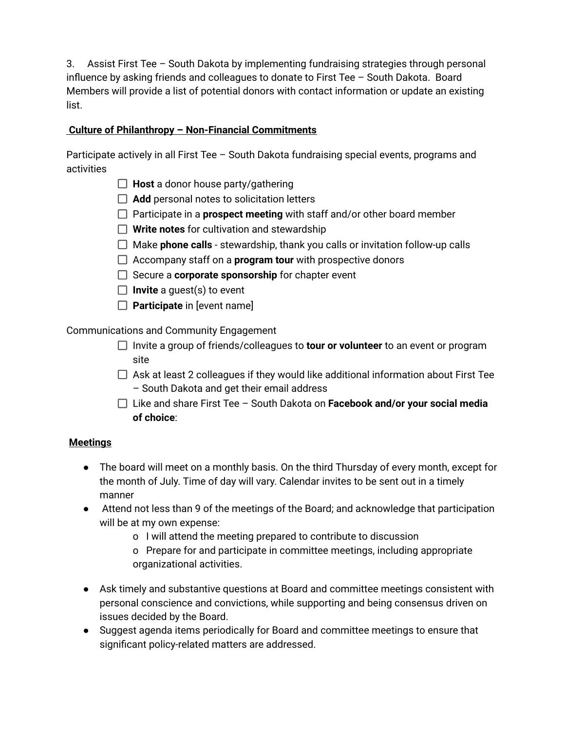3. Assist First Tee – South Dakota by implementing fundraising strategies through personal influence by asking friends and colleagues to donate to First Tee – South Dakota. Board Members will provide a list of potential donors with contact information or update an existing list.

**Culture of Philanthropy – Non-Financial Commitments**

Participate actively in all First Tee – South Dakota fundraising special events, programs and activities

- [ ] **Host** a donor house party/gathering
- [ ] **Add** personal notes to solicitation letters
- [ ] Participate in a **prospect meeting** with staff and/or other board member
- [ ] **Write notes** for cultivation and stewardship
- [ ] Make **phone calls** - stewardship, thank you calls or invitation follow-up calls
- [ ] Accompany staff on a **program tour** with prospective donors
- [ ] Secure a **corporate sponsorship** for chapter event
- [ ] **Invite** a guest(s) to event
- [ ] **Participate** in [event name]

Communications and Community Engagement

- [ ] Invite a group of friends/colleagues to **tour or volunteer** to an event or program site
- [ ] Ask at least 2 colleagues if they would like additional information about First Tee – South Dakota and get their email address
- [ ] Like and share First Tee – South Dakota on **Facebook and/or your social media of choice**:

**Meetings**

- The board will meet on a monthly basis. On the third Thursday of every month, except for the month of July. Time of day will vary. Calendar invites to be sent out in a timely manner
- Attend not less than 9 of the meetings of the Board; and acknowledge that participation will be at my own expense:
  - I will attend the meeting prepared to contribute to discussion
  - Prepare for and participate in committee meetings, including appropriate organizational activities.
- Ask timely and substantive questions at Board and committee meetings consistent with personal conscience and convictions, while supporting and being consensus driven on issues decided by the Board.
- Suggest agenda items periodically for Board and committee meetings to ensure that significant policy-related matters are addressed.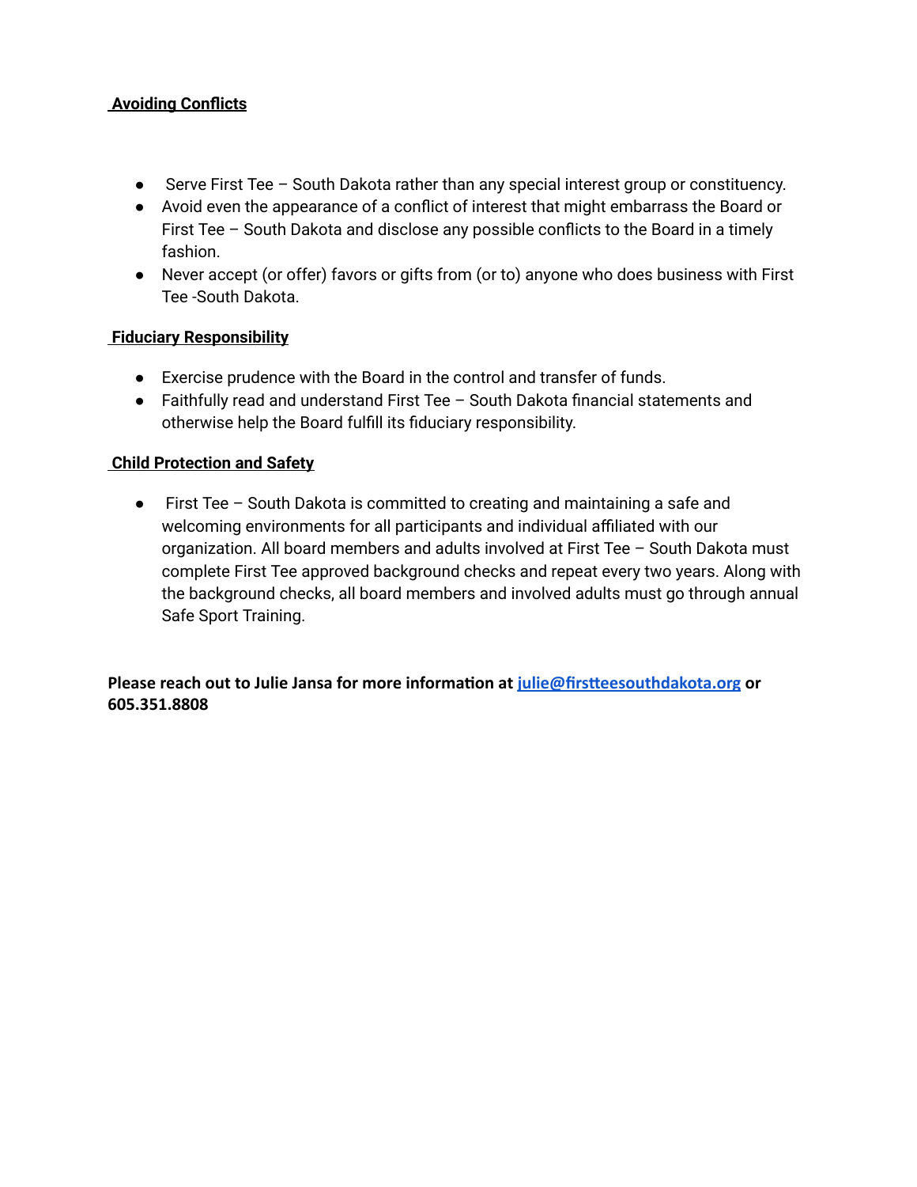**Avoiding Conflicts**

- Serve First Tee – South Dakota rather than any special interest group or constituency.
- Avoid even the appearance of a conflict of interest that might embarrass the Board or First Tee – South Dakota and disclose any possible conflicts to the Board in a timely fashion.
- Never accept (or offer) favors or gifts from (or to) anyone who does business with First Tee -South Dakota.

**Fiduciary Responsibility**

- Exercise prudence with the Board in the control and transfer of funds.
- Faithfully read and understand First Tee – South Dakota financial statements and otherwise help the Board fulfill its fiduciary responsibility.

**Child Protection and Safety**

- First Tee – South Dakota is committed to creating and maintaining a safe and welcoming environments for all participants and individual affiliated with our organization. All board members and adults involved at First Tee – South Dakota must complete First Tee approved background checks and repeat every two years. Along with the background checks, all board members and involved adults must go through annual Safe Sport Training.

**Please reach out to Julie Jansa for more information at [julie@firstteesouthdakota.org](mailto:julie@firstteesouthdakota.org) or 605.351.8808**